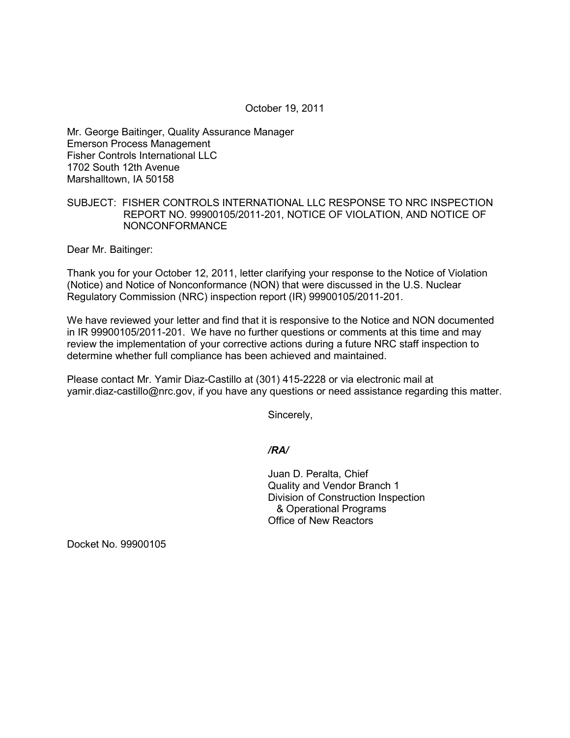October 19, 2011

Mr. George Baitinger, Quality Assurance Manager
Emerson Process Management
Fisher Controls International LLC
1702 South 12th Avenue
Marshalltown, IA 50158

SUBJECT: FISHER CONTROLS INTERNATIONAL LLC RESPONSE TO NRC INSPECTION REPORT NO. 99900105/2011-201, NOTICE OF VIOLATION, AND NOTICE OF NONCONFORMANCE

Dear Mr. Baitinger:

Thank you for your October 12, 2011, letter clarifying your response to the Notice of Violation (Notice) and Notice of Nonconformance (NON) that were discussed in the U.S. Nuclear Regulatory Commission (NRC) inspection report (IR) 99900105/2011-201.

We have reviewed your letter and find that it is responsive to the Notice and NON documented in IR 99900105/2011-201. We have no further questions or comments at this time and may review the implementation of your corrective actions during a future NRC staff inspection to determine whether full compliance has been achieved and maintained.

Please contact Mr. Yamir Diaz-Castillo at (301) 415-2228 or via electronic mail at yamir.diaz-castillo@nrc.gov, if you have any questions or need assistance regarding this matter.

Sincerely,

*/RA/*

Juan D. Peralta, Chief
Quality and Vendor Branch 1
Division of Construction Inspection
& Operational Programs
Office of New Reactors

Docket No. 99900105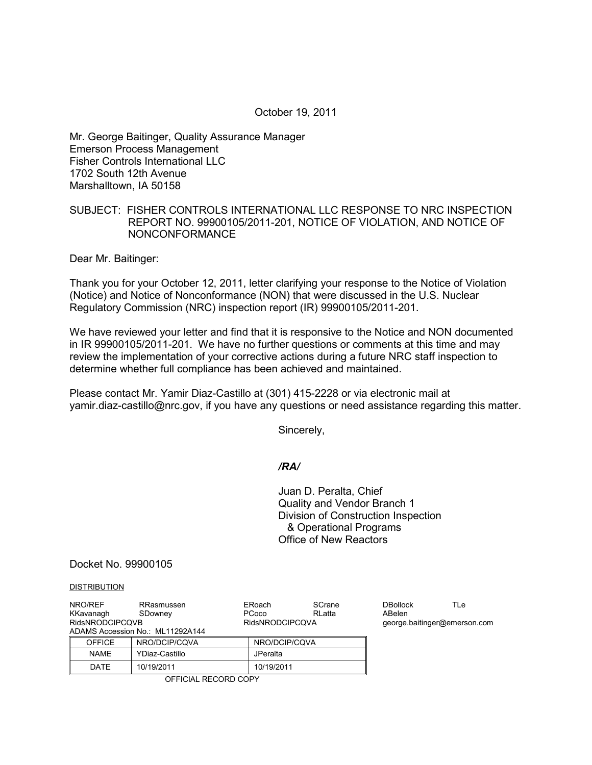October 19, 2011

Mr. George Baitinger, Quality Assurance Manager
Emerson Process Management
Fisher Controls International LLC
1702 South 12th Avenue
Marshalltown, IA 50158

SUBJECT: FISHER CONTROLS INTERNATIONAL LLC RESPONSE TO NRC INSPECTION REPORT NO. 99900105/2011-201, NOTICE OF VIOLATION, AND NOTICE OF NONCONFORMANCE

Dear Mr. Baitinger:

Thank you for your October 12, 2011, letter clarifying your response to the Notice of Violation (Notice) and Notice of Nonconformance (NON) that were discussed in the U.S. Nuclear Regulatory Commission (NRC) inspection report (IR) 99900105/2011-201.

We have reviewed your letter and find that it is responsive to the Notice and NON documented in IR 99900105/2011-201. We have no further questions or comments at this time and may review the implementation of your corrective actions during a future NRC staff inspection to determine whether full compliance has been achieved and maintained.

Please contact Mr. Yamir Diaz-Castillo at (301) 415-2228 or via electronic mail at yamir.diaz-castillo@nrc.gov, if you have any questions or need assistance regarding this matter.

Sincerely,

*/RA/*

Juan D. Peralta, Chief
Quality and Vendor Branch 1
Division of Construction Inspection
& Operational Programs
Office of New Reactors

Docket No. 99900105

DISTRIBUTION

NRO/REF RRasmussen ERoach SCrane DBollock TLe
KKavanagh SDowney PCoco RLatta ABelen
RidsNRODCIPCQVB RidsNRODCIPCQVA george.baitinger@emerson.com

ADAMS Accession No.: ML11292A144

| OFFICE | NRO/DCIP/CQVA | NRO/DCIP/CQVA |
|---|---|---|
| NAME | YDiaz-Castillo | JPeralta |
| DATE | 10/19/2011 | 10/19/2011 |

OFFICIAL RECORD COPY